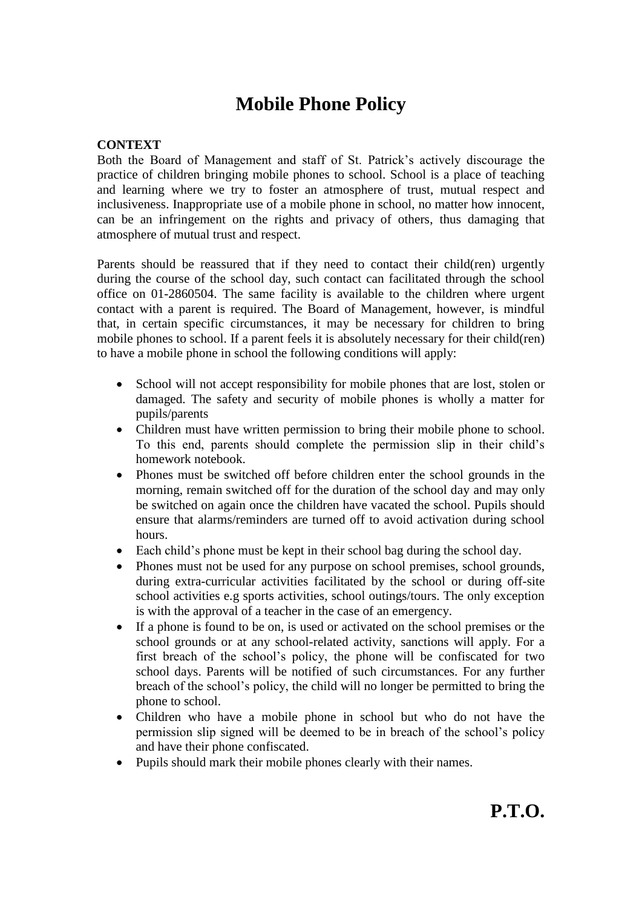# Mobile Phone Policy

**CONTEXT**

Both the Board of Management and staff of St. Patrick's actively discourage the practice of children bringing mobile phones to school. School is a place of teaching and learning where we try to foster an atmosphere of trust, mutual respect and inclusiveness. Inappropriate use of a mobile phone in school, no matter how innocent, can be an infringement on the rights and privacy of others, thus damaging that atmosphere of mutual trust and respect.

Parents should be reassured that if they need to contact their child(ren) urgently during the course of the school day, such contact can facilitated through the school office on 01-2860504. The same facility is available to the children where urgent contact with a parent is required. The Board of Management, however, is mindful that, in certain specific circumstances, it may be necessary for children to bring mobile phones to school. If a parent feels it is absolutely necessary for their child(ren) to have a mobile phone in school the following conditions will apply:

- School will not accept responsibility for mobile phones that are lost, stolen or damaged. The safety and security of mobile phones is wholly a matter for pupils/parents
- Children must have written permission to bring their mobile phone to school. To this end, parents should complete the permission slip in their child's homework notebook.
- Phones must be switched off before children enter the school grounds in the morning, remain switched off for the duration of the school day and may only be switched on again once the children have vacated the school. Pupils should ensure that alarms/reminders are turned off to avoid activation during school hours.
- Each child's phone must be kept in their school bag during the school day.
- Phones must not be used for any purpose on school premises, school grounds, during extra-curricular activities facilitated by the school or during off-site school activities e.g sports activities, school outings/tours. The only exception is with the approval of a teacher in the case of an emergency.
- If a phone is found to be on, is used or activated on the school premises or the school grounds or at any school-related activity, sanctions will apply. For a first breach of the school's policy, the phone will be confiscated for two school days. Parents will be notified of such circumstances. For any further breach of the school's policy, the child will no longer be permitted to bring the phone to school.
- Children who have a mobile phone in school but who do not have the permission slip signed will be deemed to be in breach of the school's policy and have their phone confiscated.
- Pupils should mark their mobile phones clearly with their names.

**P.T.O.**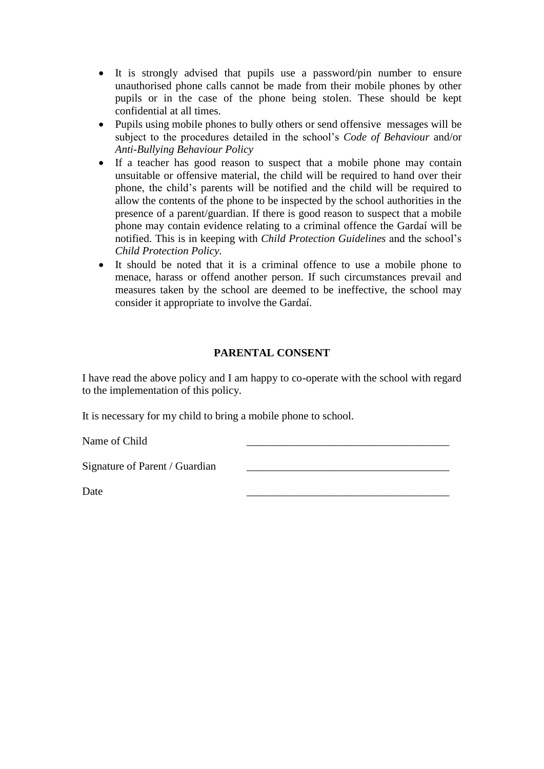- It is strongly advised that pupils use a password/pin number to ensure unauthorised phone calls cannot be made from their mobile phones by other pupils or in the case of the phone being stolen. These should be kept confidential at all times.
- Pupils using mobile phones to bully others or send offensive messages will be subject to the procedures detailed in the school's *Code of Behaviour* and/or *Anti-Bullying Behaviour Policy*
- If a teacher has good reason to suspect that a mobile phone may contain unsuitable or offensive material, the child will be required to hand over their phone, the child's parents will be notified and the child will be required to allow the contents of the phone to be inspected by the school authorities in the presence of a parent/guardian. If there is good reason to suspect that a mobile phone may contain evidence relating to a criminal offence the Gardaí will be notified. This is in keeping with *Child Protection Guidelines* and the school's *Child Protection Policy.*
- It should be noted that it is a criminal offence to use a mobile phone to menace, harass or offend another person. If such circumstances prevail and measures taken by the school are deemed to be ineffective, the school may consider it appropriate to involve the Gardaí.

**PARENTAL CONSENT**

I have read the above policy and I am happy to co-operate with the school with regard to the implementation of this policy.

It is necessary for my child to bring a mobile phone to school.

Name of Child ______________________________________

Signature of Parent / Guardian ______________________________________

Date ______________________________________